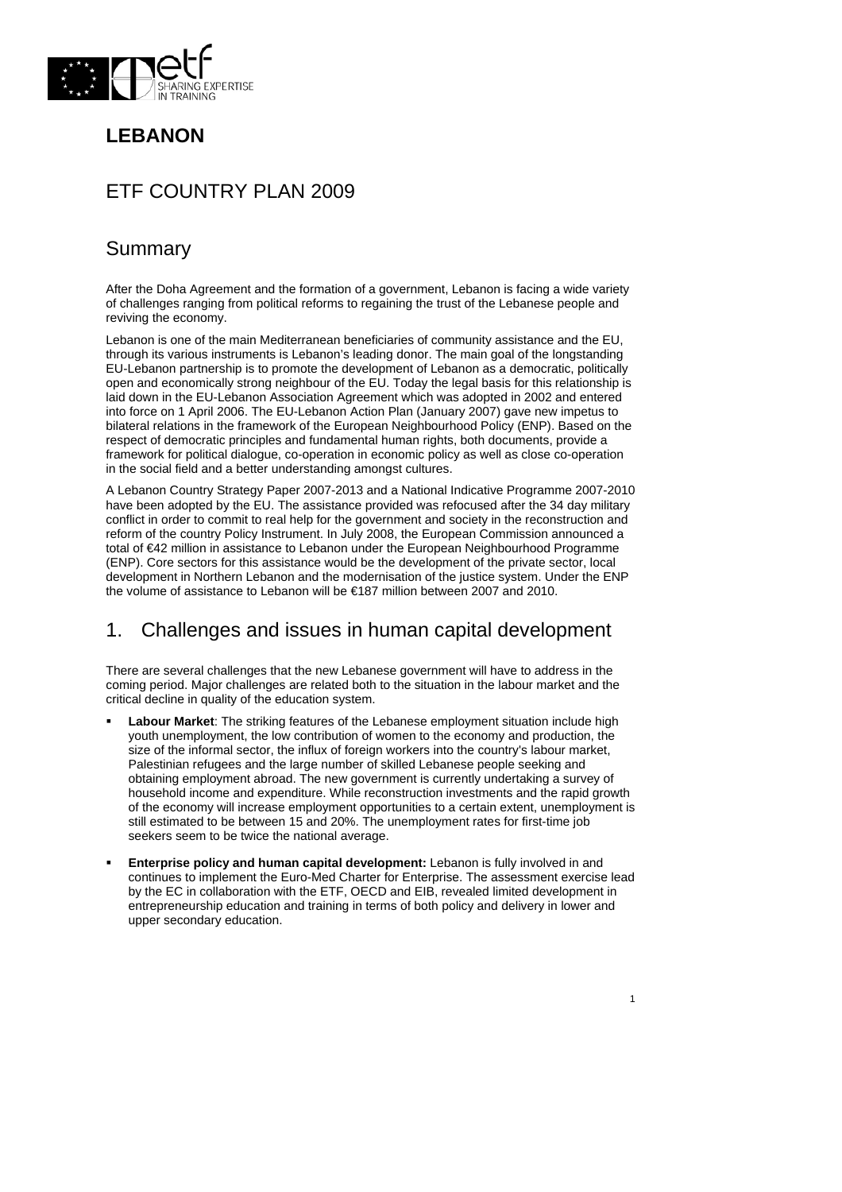# LEBANON

## ETF COUNTRY PLAN 2009

## Summary

After the Doha Agreement and the formation of a government, Lebanon is facing a wide variety of challenges ranging from political reforms to regaining the trust of the Lebanese people and reviving the economy.

Lebanon is one of the main Mediterranean beneficiaries of community assistance and the EU, through its various instruments is Lebanon's leading donor. The main goal of the longstanding EU-Lebanon partnership is to promote the development of Lebanon as a democratic, politically open and economically strong neighbour of the EU. Today the legal basis for this relationship is laid down in the EU-Lebanon Association Agreement which was adopted in 2002 and entered into force on 1 April 2006. The EU-Lebanon Action Plan (January 2007) gave new impetus to bilateral relations in the framework of the European Neighbourhood Policy (ENP). Based on the respect of democratic principles and fundamental human rights, both documents, provide a framework for political dialogue, co-operation in economic policy as well as close co-operation in the social field and a better understanding amongst cultures.

A Lebanon Country Strategy Paper 2007-2013 and a National Indicative Programme 2007-2010 have been adopted by the EU. The assistance provided was refocused after the 34 day military conflict in order to commit to real help for the government and society in the reconstruction and reform of the country Policy Instrument. In July 2008, the European Commission announced a total of €42 million in assistance to Lebanon under the European Neighbourhood Programme (ENP). Core sectors for this assistance would be the development of the private sector, local development in Northern Lebanon and the modernisation of the justice system. Under the ENP the volume of assistance to Lebanon will be €187 million between 2007 and 2010.

## 1. Challenges and issues in human capital development

There are several challenges that the new Lebanese government will have to address in the coming period. Major challenges are related both to the situation in the labour market and the critical decline in quality of the education system.

- **Labour Market**: The striking features of the Lebanese employment situation include high youth unemployment, the low contribution of women to the economy and production, the size of the informal sector, the influx of foreign workers into the country's labour market, Palestinian refugees and the large number of skilled Lebanese people seeking and obtaining employment abroad. The new government is currently undertaking a survey of household income and expenditure. While reconstruction investments and the rapid growth of the economy will increase employment opportunities to a certain extent, unemployment is still estimated to be between 15 and 20%. The unemployment rates for first-time job seekers seem to be twice the national average.
- **Enterprise policy and human capital development:** Lebanon is fully involved in and continues to implement the Euro-Med Charter for Enterprise. The assessment exercise lead by the EC in collaboration with the ETF, OECD and EIB, revealed limited development in entrepreneurship education and training in terms of both policy and delivery in lower and upper secondary education.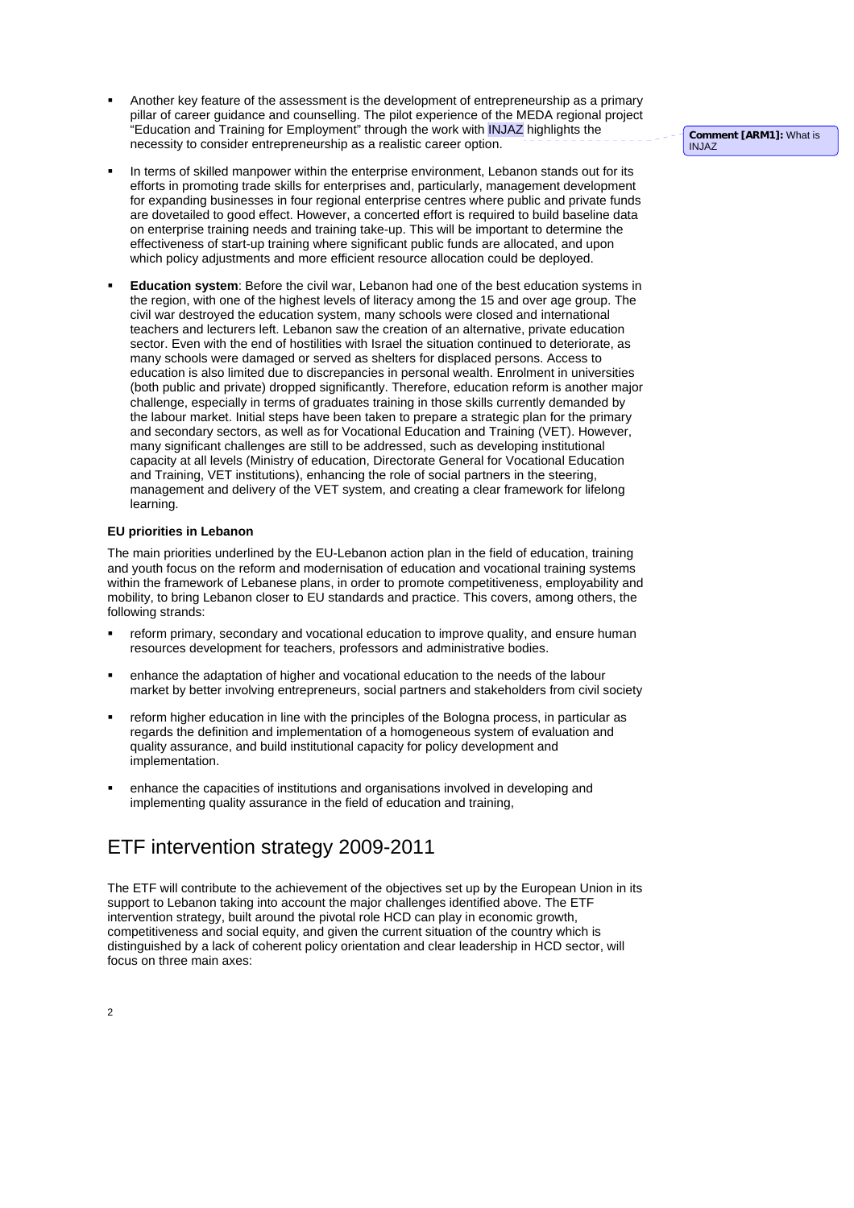- Another key feature of the assessment is the development of entrepreneurship as a primary pillar of career guidance and counselling. The pilot experience of the MEDA regional project "Education and Training for Employment" through the work with INJAZ highlights the necessity to consider entrepreneurship as a realistic career option.

**Comment [ARM1]:** What is INJAZ

- In terms of skilled manpower within the enterprise environment, Lebanon stands out for its efforts in promoting trade skills for enterprises and, particularly, management development for expanding businesses in four regional enterprise centres where public and private funds are dovetailed to good effect. However, a concerted effort is required to build baseline data on enterprise training needs and training take-up. This will be important to determine the effectiveness of start-up training where significant public funds are allocated, and upon which policy adjustments and more efficient resource allocation could be deployed.

- **Education system**: Before the civil war, Lebanon had one of the best education systems in the region, with one of the highest levels of literacy among the 15 and over age group. The civil war destroyed the education system, many schools were closed and international teachers and lecturers left. Lebanon saw the creation of an alternative, private education sector. Even with the end of hostilities with Israel the situation continued to deteriorate, as many schools were damaged or served as shelters for displaced persons. Access to education is also limited due to discrepancies in personal wealth. Enrolment in universities (both public and private) dropped significantly. Therefore, education reform is another major challenge, especially in terms of graduates training in those skills currently demanded by the labour market. Initial steps have been taken to prepare a strategic plan for the primary and secondary sectors, as well as for Vocational Education and Training (VET). However, many significant challenges are still to be addressed, such as developing institutional capacity at all levels (Ministry of education, Directorate General for Vocational Education and Training, VET institutions), enhancing the role of social partners in the steering, management and delivery of the VET system, and creating a clear framework for lifelong learning.

**EU priorities in Lebanon**

The main priorities underlined by the EU-Lebanon action plan in the field of education, training and youth focus on the reform and modernisation of education and vocational training systems within the framework of Lebanese plans, in order to promote competitiveness, employability and mobility, to bring Lebanon closer to EU standards and practice. This covers, among others, the following strands:

- reform primary, secondary and vocational education to improve quality, and ensure human resources development for teachers, professors and administrative bodies.

- enhance the adaptation of higher and vocational education to the needs of the labour market by better involving entrepreneurs, social partners and stakeholders from civil society

- reform higher education in line with the principles of the Bologna process, in particular as regards the definition and implementation of a homogeneous system of evaluation and quality assurance, and build institutional capacity for policy development and implementation.

- enhance the capacities of institutions and organisations involved in developing and implementing quality assurance in the field of education and training,

# ETF intervention strategy 2009-2011

The ETF will contribute to the achievement of the objectives set up by the European Union in its support to Lebanon taking into account the major challenges identified above. The ETF intervention strategy, built around the pivotal role HCD can play in economic growth, competitiveness and social equity, and given the current situation of the country which is distinguished by a lack of coherent policy orientation and clear leadership in HCD sector, will focus on three main axes: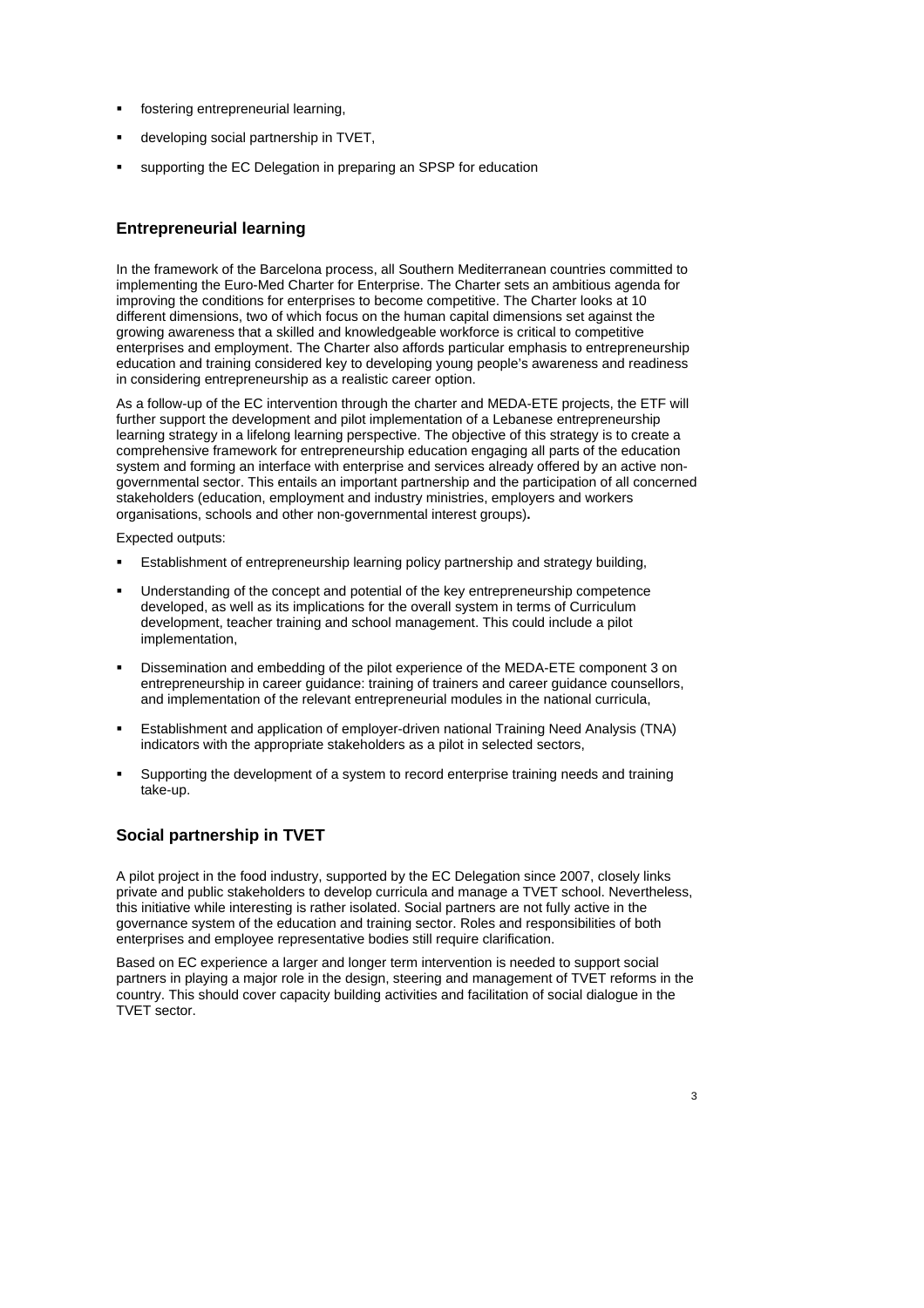- fostering entrepreneurial learning,
- developing social partnership in TVET,
- supporting the EC Delegation in preparing an SPSP for education

## Entrepreneurial learning

In the framework of the Barcelona process, all Southern Mediterranean countries committed to implementing the Euro-Med Charter for Enterprise. The Charter sets an ambitious agenda for improving the conditions for enterprises to become competitive. The Charter looks at 10 different dimensions, two of which focus on the human capital dimensions set against the growing awareness that a skilled and knowledgeable workforce is critical to competitive enterprises and employment. The Charter also affords particular emphasis to entrepreneurship education and training considered key to developing young people's awareness and readiness in considering entrepreneurship as a realistic career option.

As a follow-up of the EC intervention through the charter and MEDA-ETE projects, the ETF will further support the development and pilot implementation of a Lebanese entrepreneurship learning strategy in a lifelong learning perspective. The objective of this strategy is to create a comprehensive framework for entrepreneurship education engaging all parts of the education system and forming an interface with enterprise and services already offered by an active non-governmental sector. This entails an important partnership and the participation of all concerned stakeholders (education, employment and industry ministries, employers and workers organisations, schools and other non-governmental interest groups)**.**

Expected outputs:

- Establishment of entrepreneurship learning policy partnership and strategy building,
- Understanding of the concept and potential of the key entrepreneurship competence developed, as well as its implications for the overall system in terms of Curriculum development, teacher training and school management. This could include a pilot implementation,
- Dissemination and embedding of the pilot experience of the MEDA-ETE component 3 on entrepreneurship in career guidance: training of trainers and career guidance counsellors, and implementation of the relevant entrepreneurial modules in the national curricula,
- Establishment and application of employer-driven national Training Need Analysis (TNA) indicators with the appropriate stakeholders as a pilot in selected sectors,
- Supporting the development of a system to record enterprise training needs and training take-up.

## Social partnership in TVET

A pilot project in the food industry, supported by the EC Delegation since 2007, closely links private and public stakeholders to develop curricula and manage a TVET school. Nevertheless, this initiative while interesting is rather isolated. Social partners are not fully active in the governance system of the education and training sector. Roles and responsibilities of both enterprises and employee representative bodies still require clarification.

Based on EC experience a larger and longer term intervention is needed to support social partners in playing a major role in the design, steering and management of TVET reforms in the country. This should cover capacity building activities and facilitation of social dialogue in the TVET sector.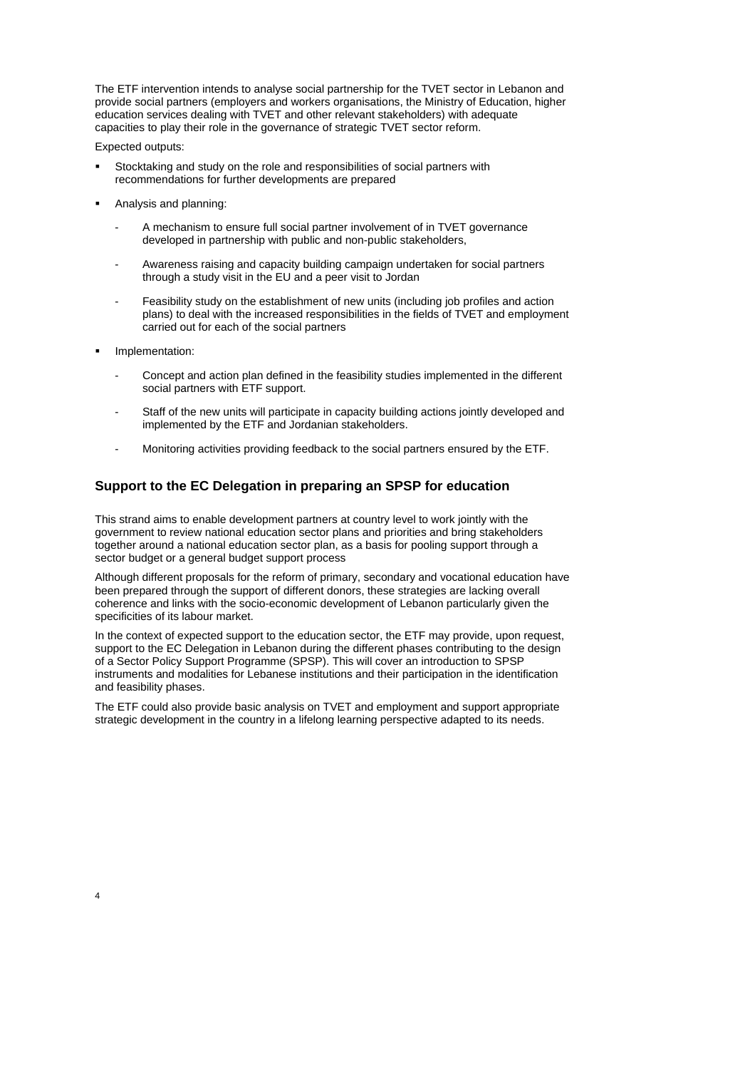The ETF intervention intends to analyse social partnership for the TVET sector in Lebanon and provide social partners (employers and workers organisations, the Ministry of Education, higher education services dealing with TVET and other relevant stakeholders) with adequate capacities to play their role in the governance of strategic TVET sector reform.

Expected outputs:

- Stocktaking and study on the role and responsibilities of social partners with recommendations for further developments are prepared
- Analysis and planning:
  - A mechanism to ensure full social partner involvement of in TVET governance developed in partnership with public and non-public stakeholders,
  - Awareness raising and capacity building campaign undertaken for social partners through a study visit in the EU and a peer visit to Jordan
  - Feasibility study on the establishment of new units (including job profiles and action plans) to deal with the increased responsibilities in the fields of TVET and employment carried out for each of the social partners
- Implementation:
  - Concept and action plan defined in the feasibility studies implemented in the different social partners with ETF support.
  - Staff of the new units will participate in capacity building actions jointly developed and implemented by the ETF and Jordanian stakeholders.
  - Monitoring activities providing feedback to the social partners ensured by the ETF.

## Support to the EC Delegation in preparing an SPSP for education

This strand aims to enable development partners at country level to work jointly with the government to review national education sector plans and priorities and bring stakeholders together around a national education sector plan, as a basis for pooling support through a sector budget or a general budget support process

Although different proposals for the reform of primary, secondary and vocational education have been prepared through the support of different donors, these strategies are lacking overall coherence and links with the socio-economic development of Lebanon particularly given the specificities of its labour market.

In the context of expected support to the education sector, the ETF may provide, upon request, support to the EC Delegation in Lebanon during the different phases contributing to the design of a Sector Policy Support Programme (SPSP). This will cover an introduction to SPSP instruments and modalities for Lebanese institutions and their participation in the identification and feasibility phases.

The ETF could also provide basic analysis on TVET and employment and support appropriate strategic development in the country in a lifelong learning perspective adapted to its needs.